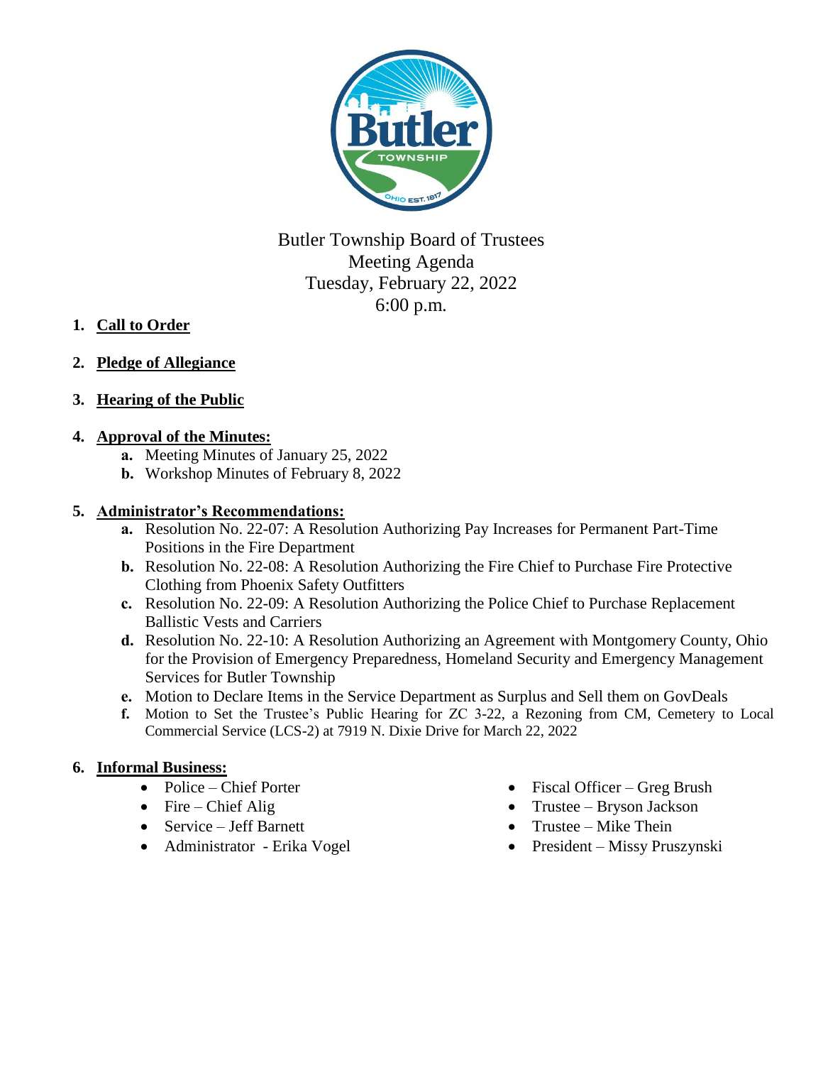# Butler Township Board of Trustees
## Meeting Agenda
### Tuesday, February 22, 2022
### 6:00 p.m.

1. **Call to Order**

2. **Pledge of Allegiance**

3. **Hearing of the Public**

4. **Approval of the Minutes:**
   - **a.** Meeting Minutes of January 25, 2022
   - **b.** Workshop Minutes of February 8, 2022

5. **Administrator's Recommendations:**
   - **a.** Resolution No. 22-07: A Resolution Authorizing Pay Increases for Permanent Part-Time Positions in the Fire Department
   - **b.** Resolution No. 22-08: A Resolution Authorizing the Fire Chief to Purchase Fire Protective Clothing from Phoenix Safety Outfitters
   - **c.** Resolution No. 22-09: A Resolution Authorizing the Police Chief to Purchase Replacement Ballistic Vests and Carriers
   - **d.** Resolution No. 22-10: A Resolution Authorizing an Agreement with Montgomery County, Ohio for the Provision of Emergency Preparedness, Homeland Security and Emergency Management Services for Butler Township
   - **e.** Motion to Declare Items in the Service Department as Surplus and Sell them on GovDeals
   - **f.** Motion to Set the Trustee's Public Hearing for ZC 3-22, a Rezoning from CM, Cemetery to Local Commercial Service (LCS-2) at 7919 N. Dixie Drive for March 22, 2022

6. **Informal Business:**
   - Police – Chief Porter
   - Fire – Chief Alig
   - Service – Jeff Barnett
   - Administrator - Erika Vogel
   - Fiscal Officer – Greg Brush
   - Trustee – Bryson Jackson
   - Trustee – Mike Thein
   - President – Missy Pruszynski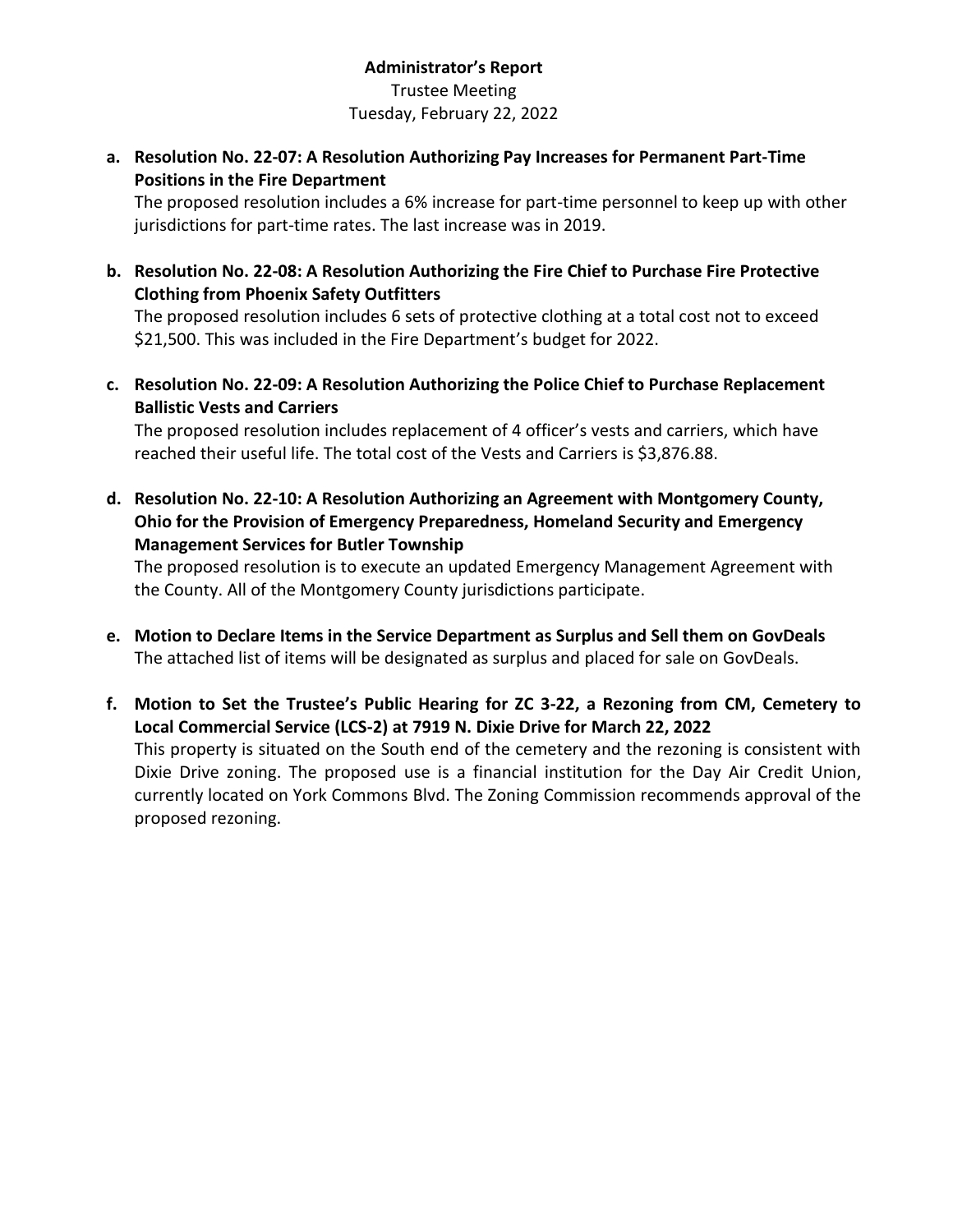**Administrator's Report**

Trustee Meeting

Tuesday, February 22, 2022

a. **Resolution No. 22-07: A Resolution Authorizing Pay Increases for Permanent Part-Time Positions in the Fire Department**

   The proposed resolution includes a 6% increase for part-time personnel to keep up with other jurisdictions for part-time rates. The last increase was in 2019.

b. **Resolution No. 22-08: A Resolution Authorizing the Fire Chief to Purchase Fire Protective Clothing from Phoenix Safety Outfitters**

   The proposed resolution includes 6 sets of protective clothing at a total cost not to exceed $21,500. This was included in the Fire Department's budget for 2022.

c. **Resolution No. 22-09: A Resolution Authorizing the Police Chief to Purchase Replacement Ballistic Vests and Carriers**

   The proposed resolution includes replacement of 4 officer's vests and carriers, which have reached their useful life. The total cost of the Vests and Carriers is $3,876.88.

d. **Resolution No. 22-10: A Resolution Authorizing an Agreement with Montgomery County, Ohio for the Provision of Emergency Preparedness, Homeland Security and Emergency Management Services for Butler Township**

   The proposed resolution is to execute an updated Emergency Management Agreement with the County. All of the Montgomery County jurisdictions participate.

e. **Motion to Declare Items in the Service Department as Surplus and Sell them on GovDeals**

   The attached list of items will be designated as surplus and placed for sale on GovDeals.

f. **Motion to Set the Trustee's Public Hearing for ZC 3-22, a Rezoning from CM, Cemetery to Local Commercial Service (LCS-2) at 7919 N. Dixie Drive for March 22, 2022**

   This property is situated on the South end of the cemetery and the rezoning is consistent with Dixie Drive zoning. The proposed use is a financial institution for the Day Air Credit Union, currently located on York Commons Blvd. The Zoning Commission recommends approval of the proposed rezoning.